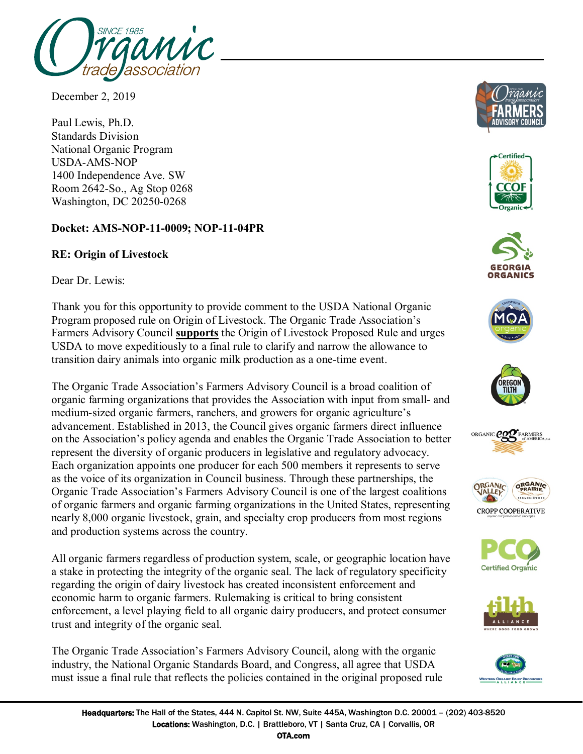December 2, 2019

Paul Lewis, Ph.D.
Standards Division
National Organic Program
USDA-AMS-NOP
1400 Independence Ave. SW
Room 2642-So., Ag Stop 0268
Washington, DC 20250-0268

**Docket: AMS-NOP-11-0009; NOP-11-04PR**

**RE: Origin of Livestock**

Dear Dr. Lewis:

Thank you for this opportunity to provide comment to the USDA National Organic Program proposed rule on Origin of Livestock. The Organic Trade Association's Farmers Advisory Council **supports** the Origin of Livestock Proposed Rule and urges USDA to move expeditiously to a final rule to clarify and narrow the allowance to transition dairy animals into organic milk production as a one-time event.

The Organic Trade Association's Farmers Advisory Council is a broad coalition of organic farming organizations that provides the Association with input from small- and medium-sized organic farmers, ranchers, and growers for organic agriculture's advancement. Established in 2013, the Council gives organic farmers direct influence on the Association's policy agenda and enables the Organic Trade Association to better represent the diversity of organic producers in legislative and regulatory advocacy. Each organization appoints one producer for each 500 members it represents to serve as the voice of its organization in Council business. Through these partnerships, the Organic Trade Association's Farmers Advisory Council is one of the largest coalitions of organic farmers and organic farming organizations in the United States, representing nearly 8,000 organic livestock, grain, and specialty crop producers from most regions and production systems across the country.

All organic farmers regardless of production system, scale, or geographic location have a stake in protecting the integrity of the organic seal. The lack of regulatory specificity regarding the origin of dairy livestock has created inconsistent enforcement and economic harm to organic farmers. Rulemaking is critical to bring consistent enforcement, a level playing field to all organic dairy producers, and protect consumer trust and integrity of the organic seal.

The Organic Trade Association's Farmers Advisory Council, along with the organic industry, the National Organic Standards Board, and Congress, all agree that USDA must issue a final rule that reflects the policies contained in the original proposed rule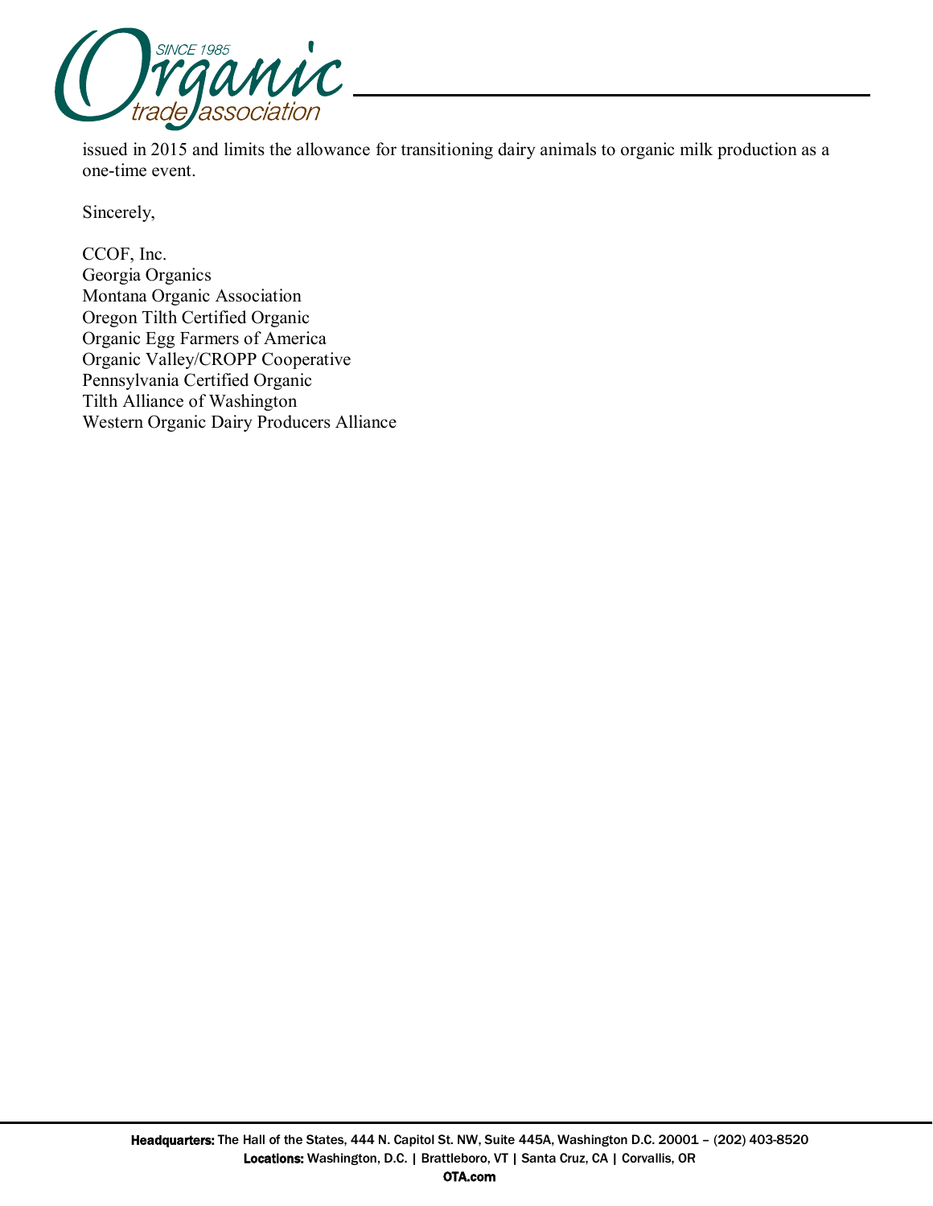issued in 2015 and limits the allowance for transitioning dairy animals to organic milk production as a one-time event.

Sincerely,

CCOF, Inc.
Georgia Organics
Montana Organic Association
Oregon Tilth Certified Organic
Organic Egg Farmers of America
Organic Valley/CROPP Cooperative
Pennsylvania Certified Organic
Tilth Alliance of Washington
Western Organic Dairy Producers Alliance